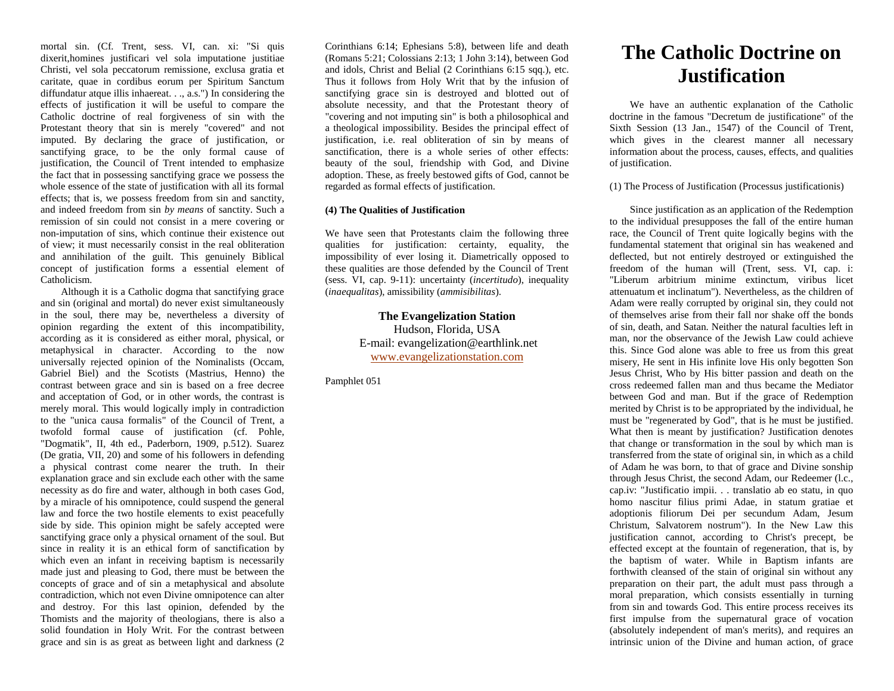mortal sin. (Cf. Trent, sess. VI, can. xi: "Si quis dixerit,homines justificari vel sola imputatione justitiae Christi, vel sola peccatorum remissione, exclusa gratia et caritate, quae in cordibus eorum per Spiritum Sanctum diffundatur atque illis inhaereat. . ., a.s.") In considering the effects of justification it will be useful to compare the Catholic doctrine of real forgiveness of sin with the Protestant theory that sin is merely "covered" and not imputed. By declaring the grace of justification, or sanctifying grace, to be the only formal cause of justification, the Council of Trent intended to emphasize the fact that in possessing sanctifying grace we possess the whole essence of the state of justification with all its formal effects; that is, we possess freedom from sin and sanctity, and indeed freedom from sin *by means* of sanctity. Such a remission of sin could not consist in a mere covering or non-imputation of sins, which continue their existence out of view; it must necessarily consist in the real obliteration and annihilation of the guilt. This genuinely Biblical concept of justification forms a essential element of Catholicism.

Although it is a Catholic dogma that sanctifying grace and sin (original and mortal) do never exist simultaneously in the soul, there may be, nevertheless a diversity of opinion regarding the extent of this incompatibility, according as it is considered as either moral, physical, or metaphysical in character. According to the now universally rejected opinion of the Nominalists (Occam, Gabriel Biel) and the Scotists (Mastrius, Henno) the contrast between grace and sin is based on a free decree and acceptation of God, or in other words, the contrast is merely moral. This would logically imply in contradiction to the "unica causa formalis" of the Council of Trent, a twofold formal cause of justification (cf. Pohle, "Dogmatik", II, 4th ed., Paderborn, 1909, p.512). Suarez (De gratia, VII, 20) and some of his followers in defending a physical contrast come nearer the truth. In their explanation grace and sin exclude each other with the same necessity as do fire and water, although in both cases God, by a miracle of his omnipotence, could suspend the general law and force the two hostile elements to exist peacefully side by side. This opinion might be safely accepted were sanctifying grace only a physical ornament of the soul. But since in reality it is an ethical form of sanctification by which even an infant in receiving baptism is necessarily made just and pleasing to God, there must be between the concepts of grace and of sin a metaphysical and absolute contradiction, which not even Divine omnipotence can alter and destroy. For this last opinion, defended by the Thomists and the majority of theologians, there is also a solid foundation in Holy Writ. For the contrast between grace and sin is as great as between light and darkness (2 Corinthians 6:14; Ephesians 5:8), between life and death (Romans 5:21; Colossians 2:13; 1 John 3:14), between God and idols, Christ and Belial (2 Corinthians 6:15 sqq.), etc. Thus it follows from Holy Writ that by the infusion of sanctifying grace sin is destroyed and blotted out of absolute necessity, and that the Protestant theory of "covering and not imputing sin" is both a philosophical and a theological impossibility. Besides the principal effect of justification, i.e. real obliteration of sin by means of sanctification, there is a whole series of other effects: beauty of the soul, friendship with God, and Divine adoption. These, as freely bestowed gifts of God, cannot be regarded as formal effects of justification.

**(4) The Qualities of Justification**

We have seen that Protestants claim the following three qualities for justification: certainty, equality, the impossibility of ever losing it. Diametrically opposed to these qualities are those defended by the Council of Trent (sess. VI, cap. 9-11): uncertainty (*incertitudo*), inequality (*inaequalitas*), amissibility (*ammisibilitas*).

**The Evangelization Station**
Hudson, Florida, USA
E-mail: evangelization@earthlink.net
www.evangelizationstation.com

Pamphlet 051

# The Catholic Doctrine on Justification

We have an authentic explanation of the Catholic doctrine in the famous "Decretum de justificatione" of the Sixth Session (13 Jan., 1547) of the Council of Trent, which gives in the clearest manner all necessary information about the process, causes, effects, and qualities of justification.

(1) The Process of Justification (Processus justificationis)

Since justification as an application of the Redemption to the individual presupposes the fall of the entire human race, the Council of Trent quite logically begins with the fundamental statement that original sin has weakened and deflected, but not entirely destroyed or extinguished the freedom of the human will (Trent, sess. VI, cap. i: "Liberum arbitrium minime extinctum, viribus licet attenuatum et inclinatum"). Nevertheless, as the children of Adam were really corrupted by original sin, they could not of themselves arise from their fall nor shake off the bonds of sin, death, and Satan. Neither the natural faculties left in man, nor the observance of the Jewish Law could achieve this. Since God alone was able to free us from this great misery, He sent in His infinite love His only begotten Son Jesus Christ, Who by His bitter passion and death on the cross redeemed fallen man and thus became the Mediator between God and man. But if the grace of Redemption merited by Christ is to be appropriated by the individual, he must be "regenerated by God", that is he must be justified. What then is meant by justification? Justification denotes that change or transformation in the soul by which man is transferred from the state of original sin, in which as a child of Adam he was born, to that of grace and Divine sonship through Jesus Christ, the second Adam, our Redeemer (l.c., cap.iv: "Justificatio impii. . . translatio ab eo statu, in quo homo nascitur filius primi Adae, in statum gratiae et adoptionis filiorum Dei per secundum Adam, Jesum Christum, Salvatorem nostrum"). In the New Law this justification cannot, according to Christ's precept, be effected except at the fountain of regeneration, that is, by the baptism of water. While in Baptism infants are forthwith cleansed of the stain of original sin without any preparation on their part, the adult must pass through a moral preparation, which consists essentially in turning from sin and towards God. This entire process receives its first impulse from the supernatural grace of vocation (absolutely independent of man's merits), and requires an intrinsic union of the Divine and human action, of grace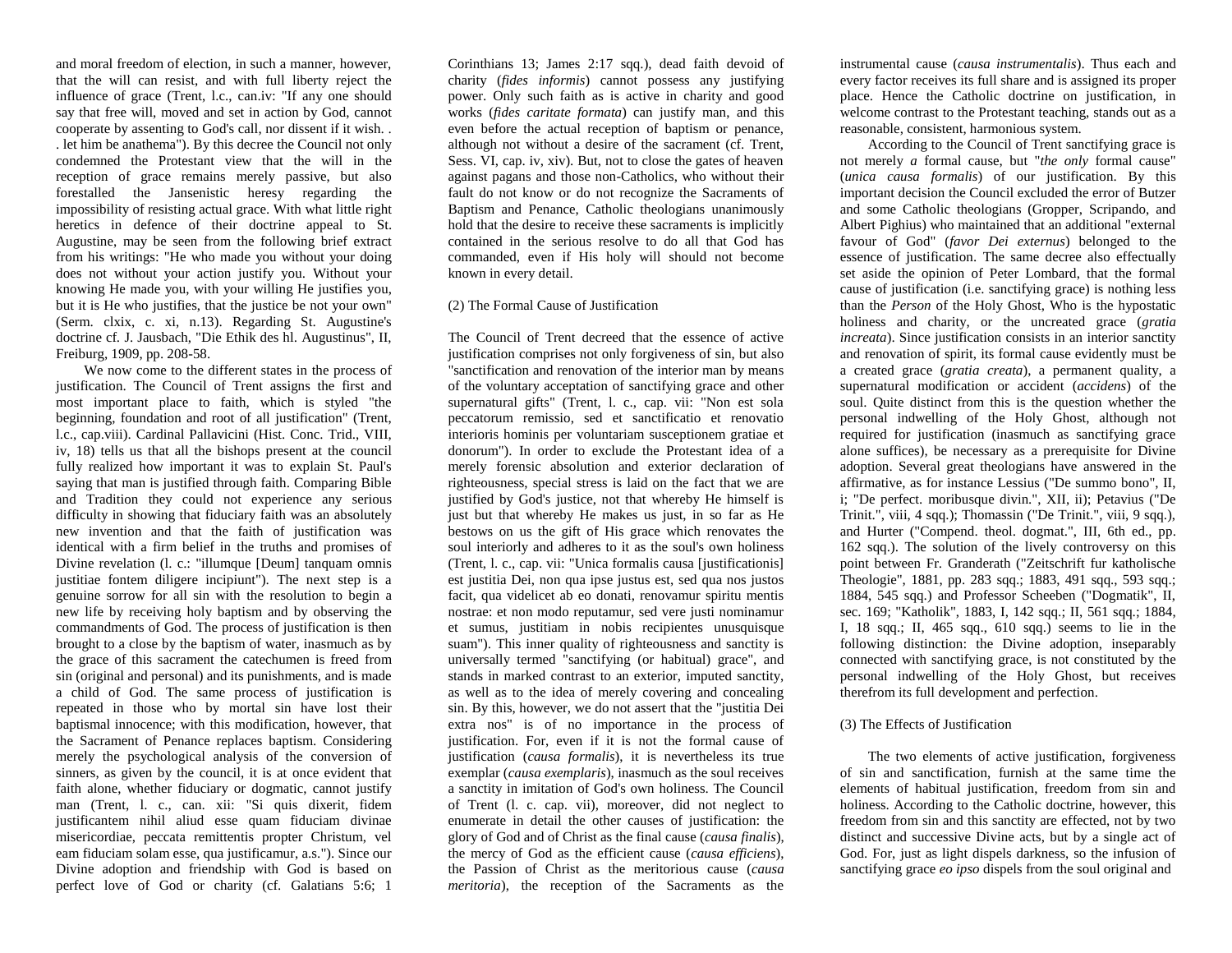and moral freedom of election, in such a manner, however, that the will can resist, and with full liberty reject the influence of grace (Trent, l.c., can.iv: "If any one should say that free will, moved and set in action by God, cannot cooperate by assenting to God's call, nor dissent if it wish. . . let him be anathema"). By this decree the Council not only condemned the Protestant view that the will in the reception of grace remains merely passive, but also forestalled the Jansenistic heresy regarding the impossibility of resisting actual grace. With what little right heretics in defence of their doctrine appeal to St. Augustine, may be seen from the following brief extract from his writings: "He who made you without your doing does not without your action justify you. Without your knowing He made you, with your willing He justifies you, but it is He who justifies, that the justice be not your own" (Serm. clxix, c. xi, n.13). Regarding St. Augustine's doctrine cf. J. Jausbach, "Die Ethik des hl. Augustinus", II, Freiburg, 1909, pp. 208-58.

We now come to the different states in the process of justification. The Council of Trent assigns the first and most important place to faith, which is styled "the beginning, foundation and root of all justification" (Trent, l.c., cap.viii). Cardinal Pallavicini (Hist. Conc. Trid., VIII, iv, 18) tells us that all the bishops present at the council fully realized how important it was to explain St. Paul's saying that man is justified through faith. Comparing Bible and Tradition they could not experience any serious difficulty in showing that fiduciary faith was an absolutely new invention and that the faith of justification was identical with a firm belief in the truths and promises of Divine revelation (l. c.: "illumque [Deum] tanquam omnis justitiae fontem diligere incipiunt"). The next step is a genuine sorrow for all sin with the resolution to begin a new life by receiving holy baptism and by observing the commandments of God. The process of justification is then brought to a close by the baptism of water, inasmuch as by the grace of this sacrament the catechumen is freed from sin (original and personal) and its punishments, and is made a child of God. The same process of justification is repeated in those who by mortal sin have lost their baptismal innocence; with this modification, however, that the Sacrament of Penance replaces baptism. Considering merely the psychological analysis of the conversion of sinners, as given by the council, it is at once evident that faith alone, whether fiduciary or dogmatic, cannot justify man (Trent, l. c., can. xii: "Si quis dixerit, fidem justificantem nihil aliud esse quam fiduciam divinae misericordiae, peccata remittentis propter Christum, vel eam fiduciam solam esse, qua justificamur, a.s."). Since our Divine adoption and friendship with God is based on perfect love of God or charity (cf. Galatians 5:6; 1 Corinthians 13; James 2:17 sqq.), dead faith devoid of charity (*fides informis*) cannot possess any justifying power. Only such faith as is active in charity and good works (*fides caritate formata*) can justify man, and this even before the actual reception of baptism or penance, although not without a desire of the sacrament (cf. Trent, Sess. VI, cap. iv, xiv). But, not to close the gates of heaven against pagans and those non-Catholics, who without their fault do not know or do not recognize the Sacraments of Baptism and Penance, Catholic theologians unanimously hold that the desire to receive these sacraments is implicitly contained in the serious resolve to do all that God has commanded, even if His holy will should not become known in every detail.

(2) The Formal Cause of Justification

The Council of Trent decreed that the essence of active justification comprises not only forgiveness of sin, but also "sanctification and renovation of the interior man by means of the voluntary acceptation of sanctifying grace and other supernatural gifts" (Trent, l. c., cap. vii: "Non est sola peccatorum remissio, sed et sanctificatio et renovatio interioris hominis per voluntariam susceptionem gratiae et donorum"). In order to exclude the Protestant idea of a merely forensic absolution and exterior declaration of righteousness, special stress is laid on the fact that we are justified by God's justice, not that whereby He himself is just but that whereby He makes us just, in so far as He bestows on us the gift of His grace which renovates the soul interiorly and adheres to it as the soul's own holiness (Trent, l. c., cap. vii: "Unica formalis causa [justificationis] est justitia Dei, non qua ipse justus est, sed qua nos justos facit, qua videlicet ab eo donati, renovamur spiritu mentis nostrae: et non modo reputamur, sed vere justi nominamur et sumus, justitiam in nobis recipientes unusquisque suam"). This inner quality of righteousness and sanctity is universally termed "sanctifying (or habitual) grace", and stands in marked contrast to an exterior, imputed sanctity, as well as to the idea of merely covering and concealing sin. By this, however, we do not assert that the "justitia Dei extra nos" is of no importance in the process of justification. For, even if it is not the formal cause of justification (*causa formalis*), it is nevertheless its true exemplar (*causa exemplaris*), inasmuch as the soul receives a sanctity in imitation of God's own holiness. The Council of Trent (l. c. cap. vii), moreover, did not neglect to enumerate in detail the other causes of justification: the glory of God and of Christ as the final cause (*causa finalis*), the mercy of God as the efficient cause (*causa efficiens*), the Passion of Christ as the meritorious cause (*causa meritoria*), the reception of the Sacraments as the instrumental cause (*causa instrumentalis*). Thus each and every factor receives its full share and is assigned its proper place. Hence the Catholic doctrine on justification, in welcome contrast to the Protestant teaching, stands out as a reasonable, consistent, harmonious system.

According to the Council of Trent sanctifying grace is not merely *a* formal cause, but "*the only* formal cause" (*unica causa formalis*) of our justification. By this important decision the Council excluded the error of Butzer and some Catholic theologians (Gropper, Scripando, and Albert Pighius) who maintained that an additional "external favour of God" (*favor Dei externus*) belonged to the essence of justification. The same decree also effectually set aside the opinion of Peter Lombard, that the formal cause of justification (i.e. sanctifying grace) is nothing less than the *Person* of the Holy Ghost, Who is the hypostatic holiness and charity, or the uncreated grace (*gratia increata*). Since justification consists in an interior sanctity and renovation of spirit, its formal cause evidently must be a created grace (*gratia creata*), a permanent quality, a supernatural modification or accident (*accidens*) of the soul. Quite distinct from this is the question whether the personal indwelling of the Holy Ghost, although not required for justification (inasmuch as sanctifying grace alone suffices), be necessary as a prerequisite for Divine adoption. Several great theologians have answered in the affirmative, as for instance Lessius ("De summo bono", II, i; "De perfect. moribusque divin.", XII, ii); Petavius ("De Trinit.", viii, 4 sqq.); Thomassin ("De Trinit.", viii, 9 sqq.), and Hurter ("Compend. theol. dogmat.", III, 6th ed., pp. 162 sqq.). The solution of the lively controversy on this point between Fr. Granderath ("Zeitschrift fur katholische Theologie", 1881, pp. 283 sqq.; 1883, 491 sqq., 593 sqq.; 1884, 545 sqq.) and Professor Scheeben ("Dogmatik", II, sec. 169; "Katholik", 1883, I, 142 sqq.; II, 561 sqq.; 1884, I, 18 sqq.; II, 465 sqq., 610 sqq.) seems to lie in the following distinction: the Divine adoption, inseparably connected with sanctifying grace, is not constituted by the personal indwelling of the Holy Ghost, but receives therefrom its full development and perfection.

(3) The Effects of Justification

The two elements of active justification, forgiveness of sin and sanctification, furnish at the same time the elements of habitual justification, freedom from sin and holiness. According to the Catholic doctrine, however, this freedom from sin and this sanctity are effected, not by two distinct and successive Divine acts, but by a single act of God. For, just as light dispels darkness, so the infusion of sanctifying grace *eo ipso* dispels from the soul original and